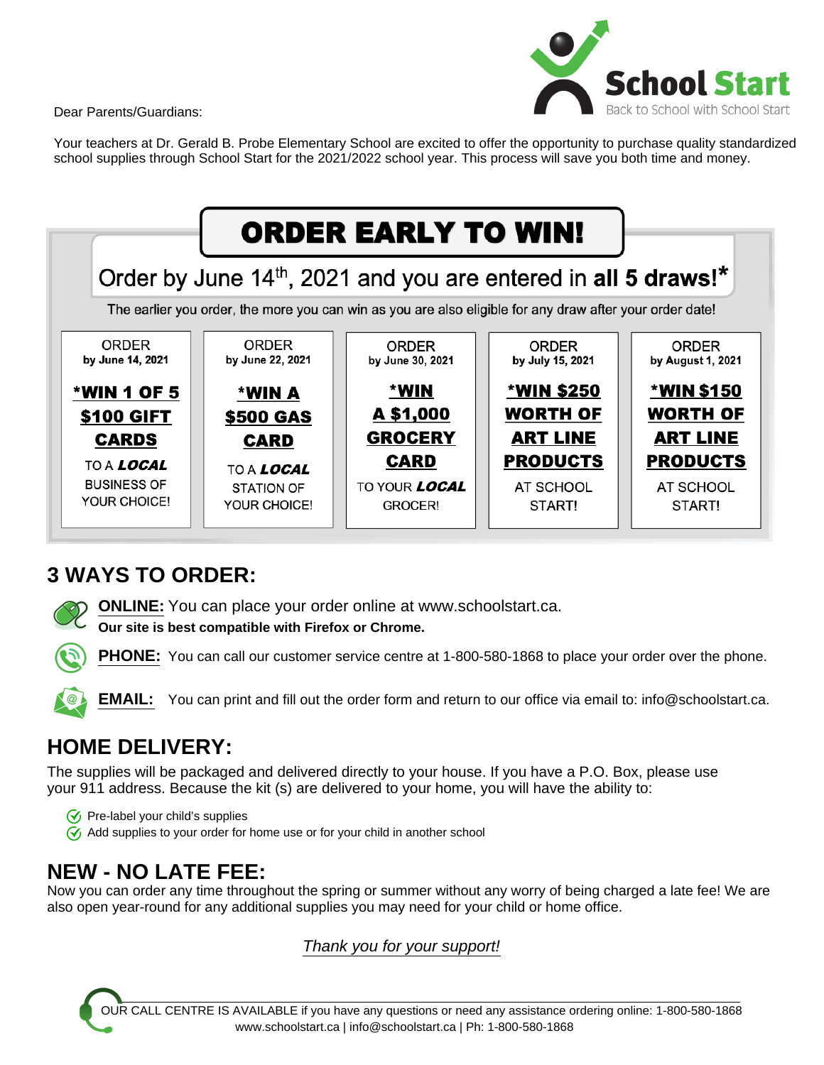School Start
Back to School with School Start

Dear Parents/Guardians:

Your teachers at Dr. Gerald B. Probe Elementary School are excited to offer the opportunity to purchase quality standardized school supplies through School Start for the 2021/2022 school year. This process will save you both time and money.

# ORDER EARLY TO WIN!

Order by June 14th, 2021 and you are entered in **all 5 draws!***

The earlier you order, the more you can win as you are also eligible for any draw after your order date!

| ORDER **by June 14, 2021** | ORDER **by June 22, 2021** | ORDER **by June 30, 2021** | ORDER **by July 15, 2021** | ORDER **by August 1, 2021** |
|---|---|---|---|---|
| ***WIN 1 OF 5 $100 GIFT CARDS** TO A ***LOCAL*** BUSINESS OF YOUR CHOICE! | ***WIN A $500 GAS CARD** TO A ***LOCAL*** STATION OF YOUR CHOICE! | ***WIN A $1,000 GROCERY CARD** TO YOUR ***LOCAL*** GROCER! | ***WIN $250 WORTH OF ART LINE PRODUCTS** AT SCHOOL START! | ***WIN $150 WORTH OF ART LINE PRODUCTS** AT SCHOOL START! |

## 3 WAYS TO ORDER:

**ONLINE:** You can place your order online at www.schoolstart.ca.
**Our site is best compatible with Firefox or Chrome.**

**PHONE:** You can call our customer service centre at 1-800-580-1868 to place your order over the phone.

**EMAIL:** You can print and fill out the order form and return to our office via email to: info@schoolstart.ca.

## HOME DELIVERY:

The supplies will be packaged and delivered directly to your house. If you have a P.O. Box, please use your 911 address. Because the kit (s) are delivered to your home, you will have the ability to:

- Pre-label your child's supplies
- Add supplies to your order for home use or for your child in another school

## NEW - NO LATE FEE:

Now you can order any time throughout the spring or summer without any worry of being charged a late fee! We are also open year-round for any additional supplies you may need for your child or home office.

*Thank you for your support!*

OUR CALL CENTRE IS AVAILABLE if you have any questions or need any assistance ordering online: 1-800-580-1868
www.schoolstart.ca | info@schoolstart.ca | Ph: 1-800-580-1868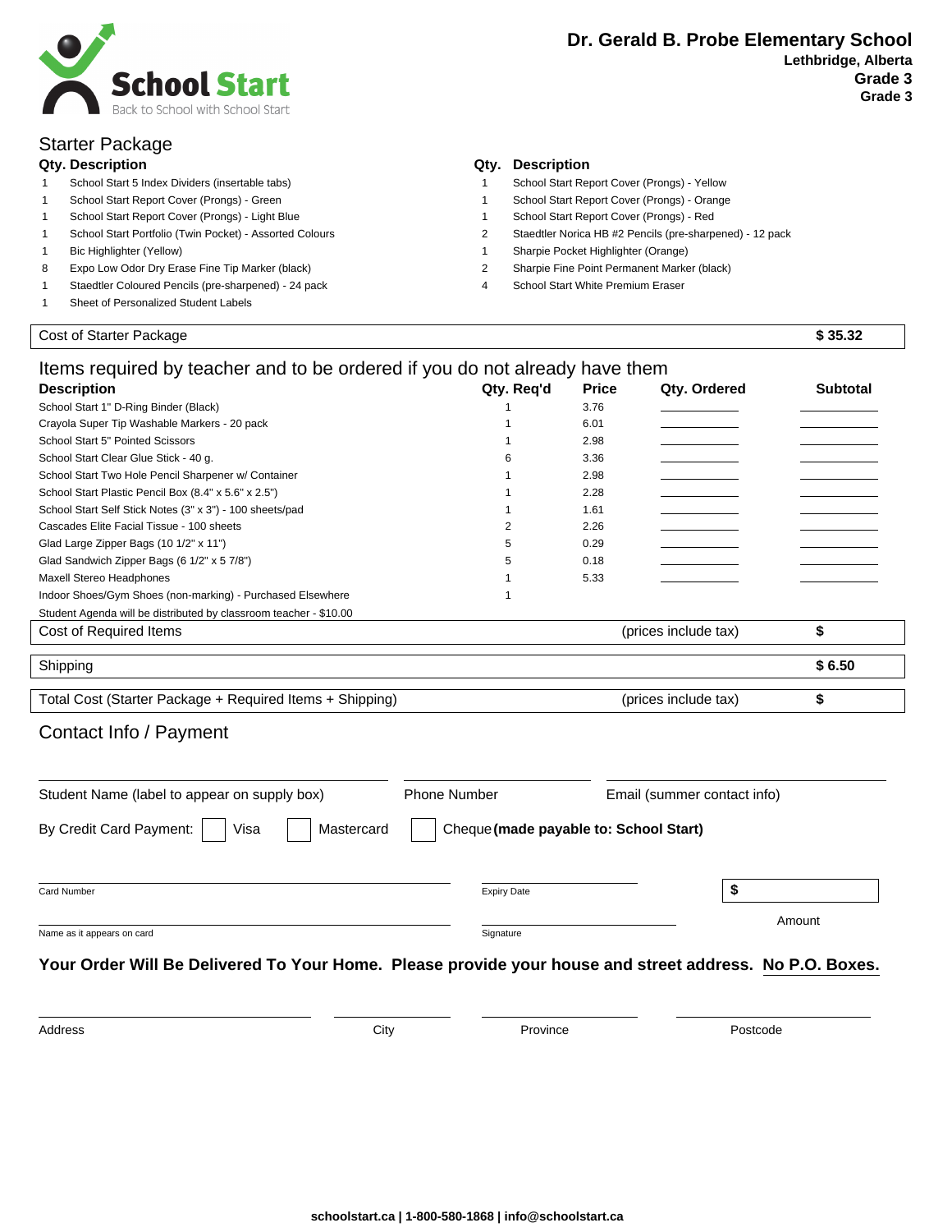School Start
Back to School with School Start

**Dr. Gerald B. Probe Elementary School**
**Lethbridge, Alberta**
**Grade 3**
**Grade 3**

## Starter Package

| Qty. | Description | Qty. | Description |
|---|---|---|---|
| 1 | School Start 5 Index Dividers (insertable tabs) | 1 | School Start Report Cover (Prongs) - Yellow |
| 1 | School Start Report Cover (Prongs) - Green | 1 | School Start Report Cover (Prongs) - Orange |
| 1 | School Start Report Cover (Prongs) - Light Blue | 1 | School Start Report Cover (Prongs) - Red |
| 1 | School Start Portfolio (Twin Pocket) - Assorted Colours | 2 | Staedtler Norica HB #2 Pencils (pre-sharpened) - 12 pack |
| 1 | Bic Highlighter (Yellow) | 1 | Sharpie Pocket Highlighter (Orange) |
| 8 | Expo Low Odor Dry Erase Fine Tip Marker (black) | 2 | Sharpie Fine Point Permanent Marker (black) |
| 1 | Staedtler Coloured Pencils (pre-sharpened) - 24 pack | 4 | School Start White Premium Eraser |
| 1 | Sheet of Personalized Student Labels | | |

Cost of Starter Package **$ 35.32**

## Items required by teacher and to be ordered if you do not already have them

| Description | Qty. Req'd | Price | Qty. Ordered | Subtotal |
|---|---|---|---|---|
| School Start 1" D-Ring Binder (Black) | 1 | 3.76 | ________ | ________ |
| Crayola Super Tip Washable Markers - 20 pack | 1 | 6.01 | ________ | ________ |
| School Start 5" Pointed Scissors | 1 | 2.98 | ________ | ________ |
| School Start Clear Glue Stick - 40 g. | 6 | 3.36 | ________ | ________ |
| School Start Two Hole Pencil Sharpener w/ Container | 1 | 2.98 | ________ | ________ |
| School Start Plastic Pencil Box (8.4" x 5.6" x 2.5") | 1 | 2.28 | ________ | ________ |
| School Start Self Stick Notes (3" x 3") - 100 sheets/pad | 1 | 1.61 | ________ | ________ |
| Cascades Elite Facial Tissue - 100 sheets | 2 | 2.26 | ________ | ________ |
| Glad Large Zipper Bags (10 1/2" x 11") | 5 | 0.29 | ________ | ________ |
| Glad Sandwich Zipper Bags (6 1/2" x 5 7/8") | 5 | 0.18 | ________ | ________ |
| Maxell Stereo Headphones | 1 | 5.33 | ________ | ________ |
| Indoor Shoes/Gym Shoes (non-marking) - Purchased Elsewhere | 1 | | | |
| Student Agenda will be distributed by classroom teacher - $10.00 | | | | |

Cost of Required Items (prices include tax) **$**

Shipping **$ 6.50**

Total Cost (Starter Package + Required Items + Shipping) (prices include tax) **$**

## Contact Info / Payment

Student Name (label to appear on supply box) ____________ Phone Number ____________ Email (summer contact info) ____________

By Credit Card Payment: ☐ Visa ☐ Mastercard ☐ Cheque **(made payable to: School Start)**

Card Number ____________ Expiry Date ____________ **$** ________

Name as it appears on card ____________ Signature ____________ Amount

**Your Order Will Be Delivered To Your Home. Please provide your house and street address. No P.O. Boxes.**

Address ____________ City ____________ Province ____________ Postcode ____________

**schoolstart.ca | 1-800-580-1868 | info@schoolstart.ca**